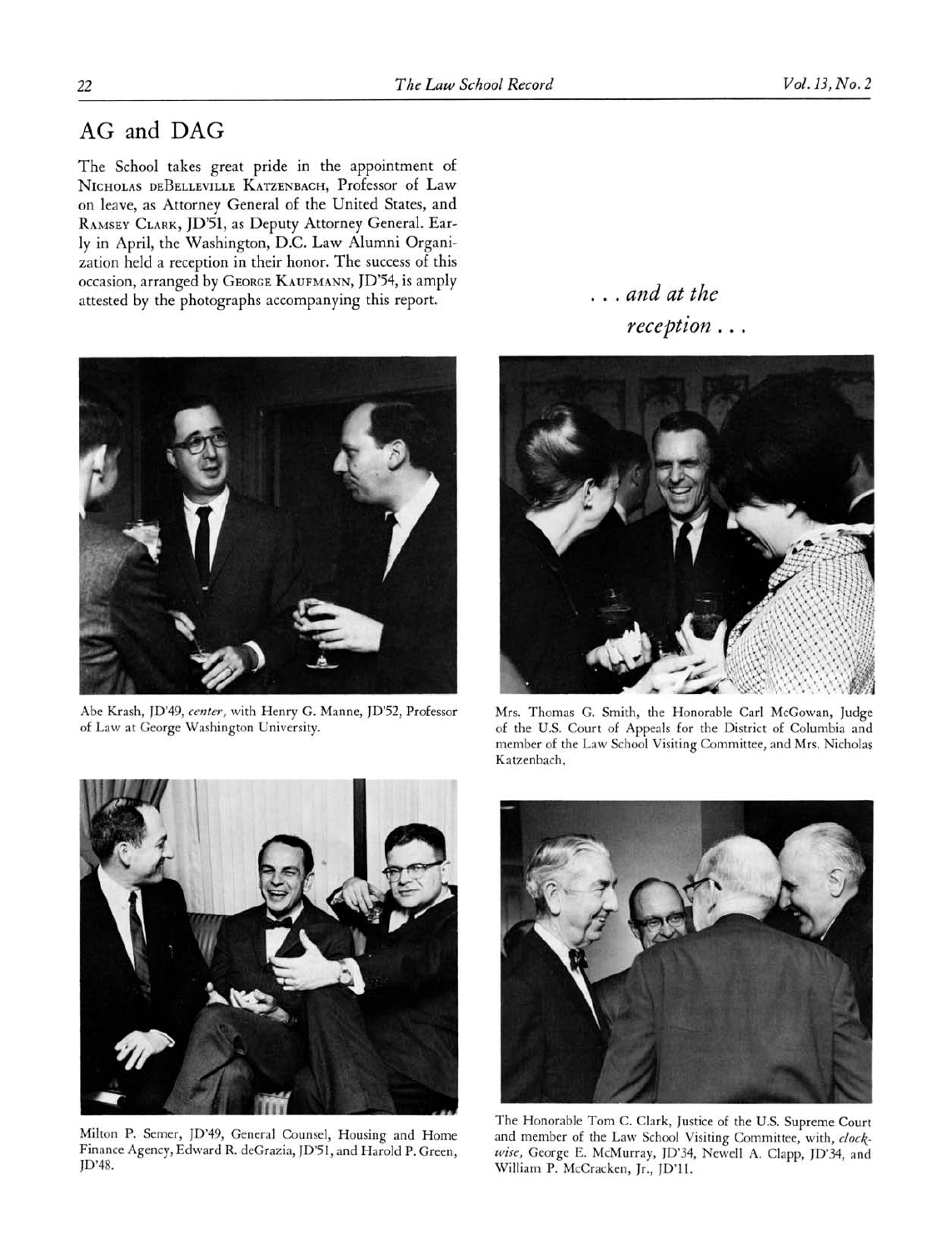## AG and DAG

The School takes great pride in the appointment of NICHOLAS DEBELLEVILLE KATZENBACH, Professor of Law on leave, as Attorney General of the United States, and RAMSEY CLARK, JD'51, as Deputy Attorney General. Early in April, the Washington, D.C. Law Alumni Organization held a reception in their honor. The success of this occasion, arranged by GEORGE KAUFMANN, JD'54, is amply attested by the photographs accompanying this report.

*. . . and at the reception . . .*

Abe Krash, JD'49, *center*, with Henry G. Manne, JD'52, Professor of Law at George Washington University.

Mrs. Thomas G. Smith, the Honorable Carl McGowan, Judge of the U.S. Court of Appeals for the District of Columbia and member of the Law School Visiting Committee, and Mrs. Nicholas Katzenbach.

Milton P. Semer, JD'49, General Counsel, Housing and Home Finance Agency, Edward R. deGrazia, JD'51, and Harold P. Green, JD'48.

The Honorable Tom C. Clark, Justice of the U.S. Supreme Court and member of the Law School Visiting Committee, with, *clockwise*, George E. McMurray, JD'34, Newell A. Clapp, JD'34, and William P. McCracken, Jr., JD'11.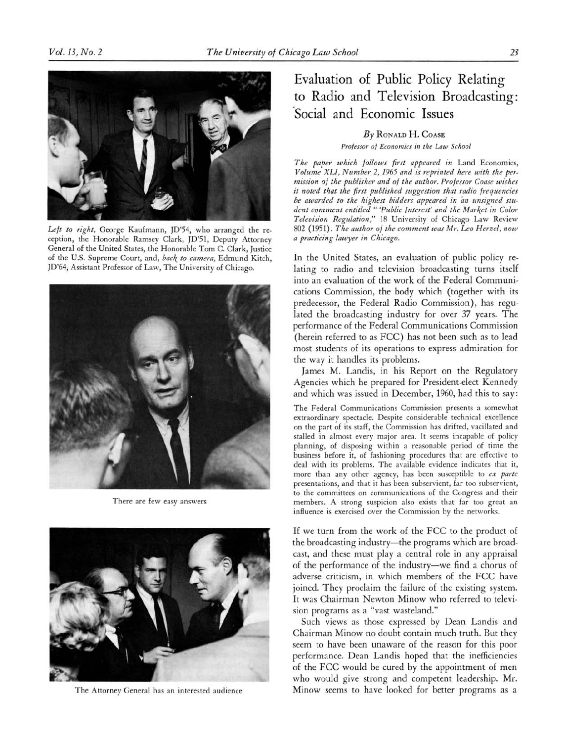Left to right, George Kaufmann, JD'54, who arranged the reception, the Honorable Ramsey Clark, JD'51, Deputy Attorney General of the United States, the Honorable Tom C. Clark, Justice of the U.S. Supreme Court, and, *back to camera,* Edmund Kitch, JD'64, Assistant Professor of Law, The University of Chicago.

There are few easy answers

The Attorney General has an interested audience

# Evaluation of Public Policy Relating to Radio and Television Broadcasting: Social and Economic Issues

*By* RONALD H. COASE

*Professor of Economics in the Law School*

*The paper which follows first appeared in* Land Economics, *Volume XLI, Number 2, 1965 and is reprinted here with the permission of the publisher and of the author. Professor Coase wishes it noted that the first published suggestion that radio frequencies be awarded to the highest bidders appeared in an unsigned student comment entitled "'Public Interest' and the Market in Color Television Regulation,"* 18 University of Chicago Law Review 802 (1951). *The author of the comment was Mr. Leo Herzel, now a practicing lawyer in Chicago.*

In the United States, an evaluation of public policy relating to radio and television broadcasting turns itself into an evaluation of the work of the Federal Communications Commission, the body which (together with its predecessor, the Federal Radio Commission), has regulated the broadcasting industry for over 37 years. The performance of the Federal Communications Commission (herein referred to as FCC) has not been such as to lead most students of its operations to express admiration for the way it handles its problems.

James M. Landis, in his Report on the Regulatory Agencies which he prepared for President-elect Kennedy and which was issued in December, 1960, had this to say:

> The Federal Communications Commission presents a somewhat extraordinary spectacle. Despite considerable technical excellence on the part of its staff, the Commission has drifted, vacillated and stalled in almost every major area. It seems incapable of policy planning, of disposing within a reasonable period of time the business before it, of fashioning procedures that are effective to deal with its problems. The available evidence indicates that it, more than any other agency, has been susceptible to *ex parte* presentations, and that it has been subservient, far too subservient, to the committees on communications of the Congress and their members. A strong suspicion also exists that far too great an influence is exercised over the Commission by the networks.

If we turn from the work of the FCC to the product of the broadcasting industry—the programs which are broadcast, and these must play a central role in any appraisal of the performance of the industry—we find a chorus of adverse criticism, in which members of the FCC have joined. They proclaim the failure of the existing system. It was Chairman Newton Minow who referred to television programs as a "vast wasteland."

Such views as those expressed by Dean Landis and Chairman Minow no doubt contain much truth. But they seem to have been unaware of the reason for this poor performance. Dean Landis hoped that the inefficiencies of the FCC would be cured by the appointment of men who would give strong and competent leadership. Mr. Minow seems to have looked for better programs as a